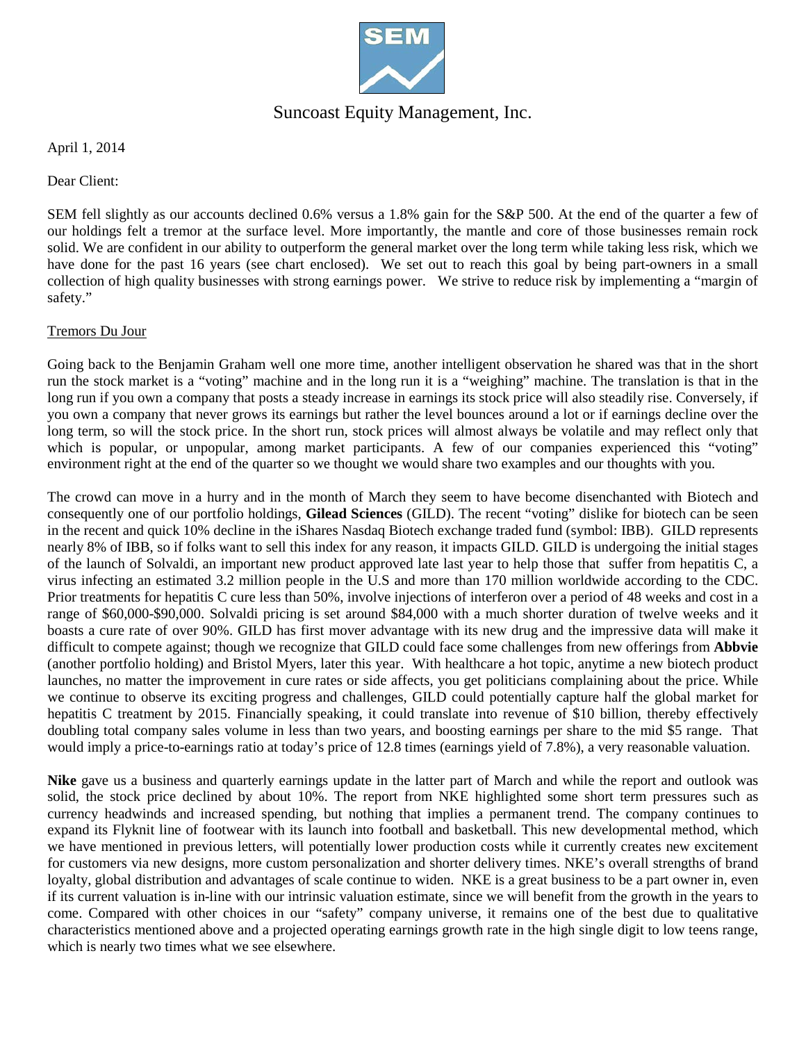# Suncoast Equity Management, Inc.

April 1, 2014

Dear Client:

SEM fell slightly as our accounts declined 0.6% versus a 1.8% gain for the S&P 500. At the end of the quarter a few of our holdings felt a tremor at the surface level. More importantly, the mantle and core of those businesses remain rock solid. We are confident in our ability to outperform the general market over the long term while taking less risk, which we have done for the past 16 years (see chart enclosed). We set out to reach this goal by being part-owners in a small collection of high quality businesses with strong earnings power. We strive to reduce risk by implementing a "margin of safety."

## Tremors Du Jour

Going back to the Benjamin Graham well one more time, another intelligent observation he shared was that in the short run the stock market is a "voting" machine and in the long run it is a "weighing" machine. The translation is that in the long run if you own a company that posts a steady increase in earnings its stock price will also steadily rise. Conversely, if you own a company that never grows its earnings but rather the level bounces around a lot or if earnings decline over the long term, so will the stock price. In the short run, stock prices will almost always be volatile and may reflect only that which is popular, or unpopular, among market participants. A few of our companies experienced this "voting" environment right at the end of the quarter so we thought we would share two examples and our thoughts with you.

The crowd can move in a hurry and in the month of March they seem to have become disenchanted with Biotech and consequently one of our portfolio holdings, **Gilead Sciences** (GILD). The recent "voting" dislike for biotech can be seen in the recent and quick 10% decline in the iShares Nasdaq Biotech exchange traded fund (symbol: IBB). GILD represents nearly 8% of IBB, so if folks want to sell this index for any reason, it impacts GILD. GILD is undergoing the initial stages of the launch of Solvaldi, an important new product approved late last year to help those that suffer from hepatitis C, a virus infecting an estimated 3.2 million people in the U.S and more than 170 million worldwide according to the CDC. Prior treatments for hepatitis C cure less than 50%, involve injections of interferon over a period of 48 weeks and cost in a range of $60,000-$90,000. Solvaldi pricing is set around $84,000 with a much shorter duration of twelve weeks and it boasts a cure rate of over 90%. GILD has first mover advantage with its new drug and the impressive data will make it difficult to compete against; though we recognize that GILD could face some challenges from new offerings from **Abbvie** (another portfolio holding) and Bristol Myers, later this year. With healthcare a hot topic, anytime a new biotech product launches, no matter the improvement in cure rates or side affects, you get politicians complaining about the price. While we continue to observe its exciting progress and challenges, GILD could potentially capture half the global market for hepatitis C treatment by 2015. Financially speaking, it could translate into revenue of $10 billion, thereby effectively doubling total company sales volume in less than two years, and boosting earnings per share to the mid $5 range. That would imply a price-to-earnings ratio at today's price of 12.8 times (earnings yield of 7.8%), a very reasonable valuation.

**Nike** gave us a business and quarterly earnings update in the latter part of March and while the report and outlook was solid, the stock price declined by about 10%. The report from NKE highlighted some short term pressures such as currency headwinds and increased spending, but nothing that implies a permanent trend. The company continues to expand its Flyknit line of footwear with its launch into football and basketball. This new developmental method, which we have mentioned in previous letters, will potentially lower production costs while it currently creates new excitement for customers via new designs, more custom personalization and shorter delivery times. NKE's overall strengths of brand loyalty, global distribution and advantages of scale continue to widen. NKE is a great business to be a part owner in, even if its current valuation is in-line with our intrinsic valuation estimate, since we will benefit from the growth in the years to come. Compared with other choices in our "safety" company universe, it remains one of the best due to qualitative characteristics mentioned above and a projected operating earnings growth rate in the high single digit to low teens range, which is nearly two times what we see elsewhere.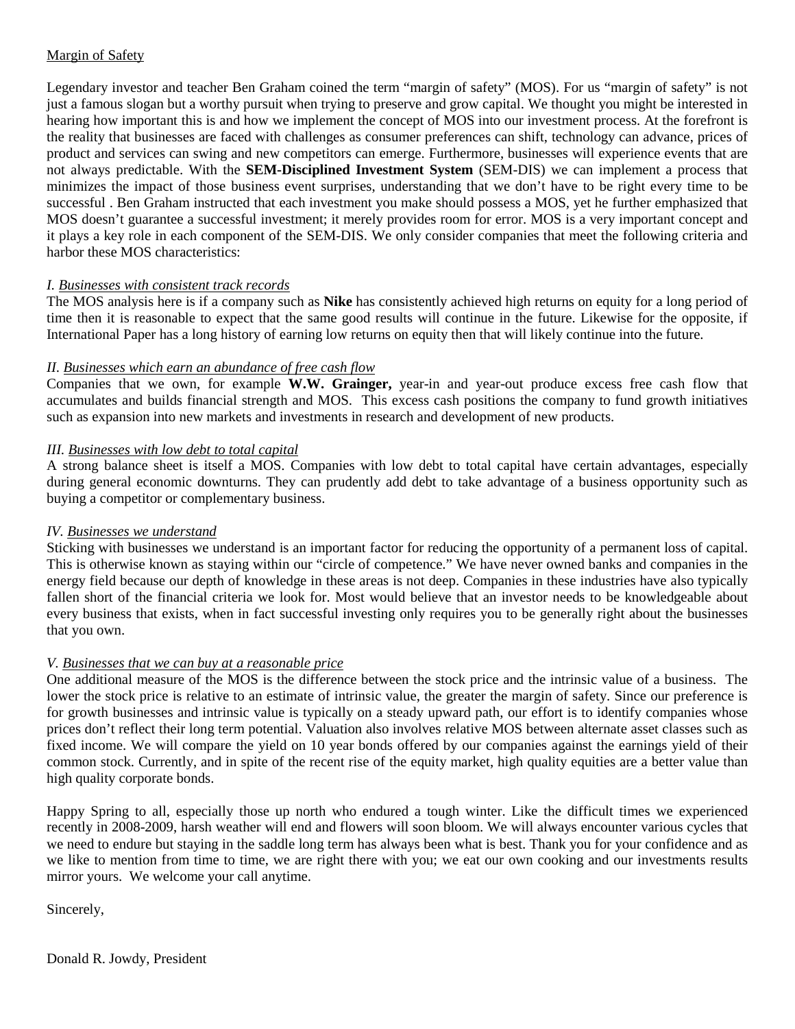<u>Margin of Safety</u>

Legendary investor and teacher Ben Graham coined the term "margin of safety" (MOS). For us "margin of safety" is not just a famous slogan but a worthy pursuit when trying to preserve and grow capital. We thought you might be interested in hearing how important this is and how we implement the concept of MOS into our investment process. At the forefront is the reality that businesses are faced with challenges as consumer preferences can shift, technology can advance, prices of product and services can swing and new competitors can emerge. Furthermore, businesses will experience events that are not always predictable. With the **SEM-Disciplined Investment System** (SEM-DIS) we can implement a process that minimizes the impact of those business event surprises, understanding that we don't have to be right every time to be successful . Ben Graham instructed that each investment you make should possess a MOS, yet he further emphasized that MOS doesn't guarantee a successful investment; it merely provides room for error. MOS is a very important concept and it plays a key role in each component of the SEM-DIS. We only consider companies that meet the following criteria and harbor these MOS characteristics:

I. <u>Businesses with consistent track records</u>
The MOS analysis here is if a company such as **Nike** has consistently achieved high returns on equity for a long period of time then it is reasonable to expect that the same good results will continue in the future. Likewise for the opposite, if International Paper has a long history of earning low returns on equity then that will likely continue into the future.

II. <u>Businesses which earn an abundance of free cash flow</u>
Companies that we own, for example **W.W. Grainger,** year-in and year-out produce excess free cash flow that accumulates and builds financial strength and MOS. This excess cash positions the company to fund growth initiatives such as expansion into new markets and investments in research and development of new products.

III. <u>Businesses with low debt to total capital</u>
A strong balance sheet is itself a MOS. Companies with low debt to total capital have certain advantages, especially during general economic downturns. They can prudently add debt to take advantage of a business opportunity such as buying a competitor or complementary business.

IV. <u>Businesses we understand</u>
Sticking with businesses we understand is an important factor for reducing the opportunity of a permanent loss of capital. This is otherwise known as staying within our "circle of competence." We have never owned banks and companies in the energy field because our depth of knowledge in these areas is not deep. Companies in these industries have also typically fallen short of the financial criteria we look for. Most would believe that an investor needs to be knowledgeable about every business that exists, when in fact successful investing only requires you to be generally right about the businesses that you own.

V. <u>Businesses that we can buy at a reasonable price</u>
One additional measure of the MOS is the difference between the stock price and the intrinsic value of a business. The lower the stock price is relative to an estimate of intrinsic value, the greater the margin of safety. Since our preference is for growth businesses and intrinsic value is typically on a steady upward path, our effort is to identify companies whose prices don't reflect their long term potential. Valuation also involves relative MOS between alternate asset classes such as fixed income. We will compare the yield on 10 year bonds offered by our companies against the earnings yield of their common stock. Currently, and in spite of the recent rise of the equity market, high quality equities are a better value than high quality corporate bonds.

Happy Spring to all, especially those up north who endured a tough winter. Like the difficult times we experienced recently in 2008-2009, harsh weather will end and flowers will soon bloom. We will always encounter various cycles that we need to endure but staying in the saddle long term has always been what is best. Thank you for your confidence and as we like to mention from time to time, we are right there with you; we eat our own cooking and our investments results mirror yours. We welcome your call anytime.

Sincerely,

Donald R. Jowdy, President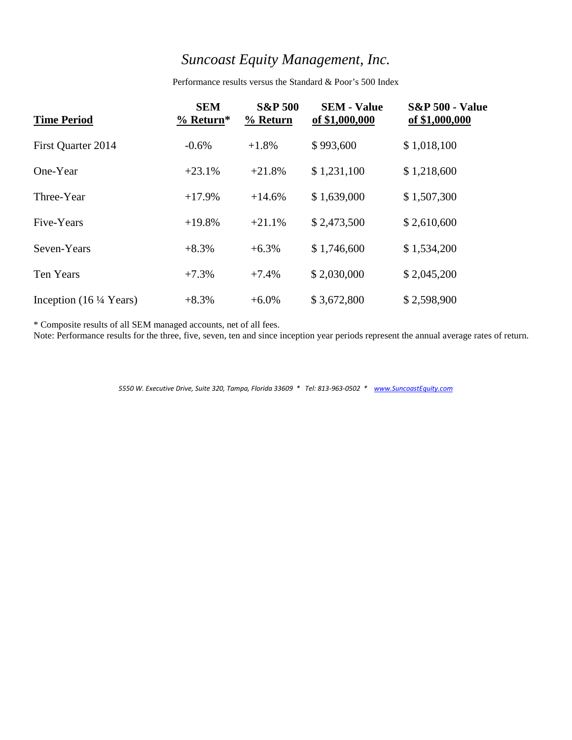# *Suncoast Equity Management, Inc.*

Performance results versus the Standard & Poor's 500 Index

| **Time Period** | **SEM % Return*** | **S&P 500 % Return** | **SEM - Value of $1,000,000** | **S&P 500 - Value of $1,000,000** |
|---|---|---|---|---|
| First Quarter 2014 | -0.6% | +1.8% | $ 993,600 | $ 1,018,100 |
| One-Year | +23.1% | +21.8% | $ 1,231,100 | $ 1,218,600 |
| Three-Year | +17.9% | +14.6% | $ 1,639,000 | $ 1,507,300 |
| Five-Years | +19.8% | +21.1% | $ 2,473,500 | $ 2,610,600 |
| Seven-Years | +8.3% | +6.3% | $ 1,746,600 | $ 1,534,200 |
| Ten Years | +7.3% | +7.4% | $ 2,030,000 | $ 2,045,200 |
| Inception (16 ¼ Years) | +8.3% | +6.0% | $ 3,672,800 | $ 2,598,900 |

* Composite results of all SEM managed accounts, net of all fees.
Note: Performance results for the three, five, seven, ten and since inception year periods represent the annual average rates of return.

*5550 W. Executive Drive, Suite 320, Tampa, Florida 33609 * Tel: 813-963-0502 * www.SuncoastEquity.com*